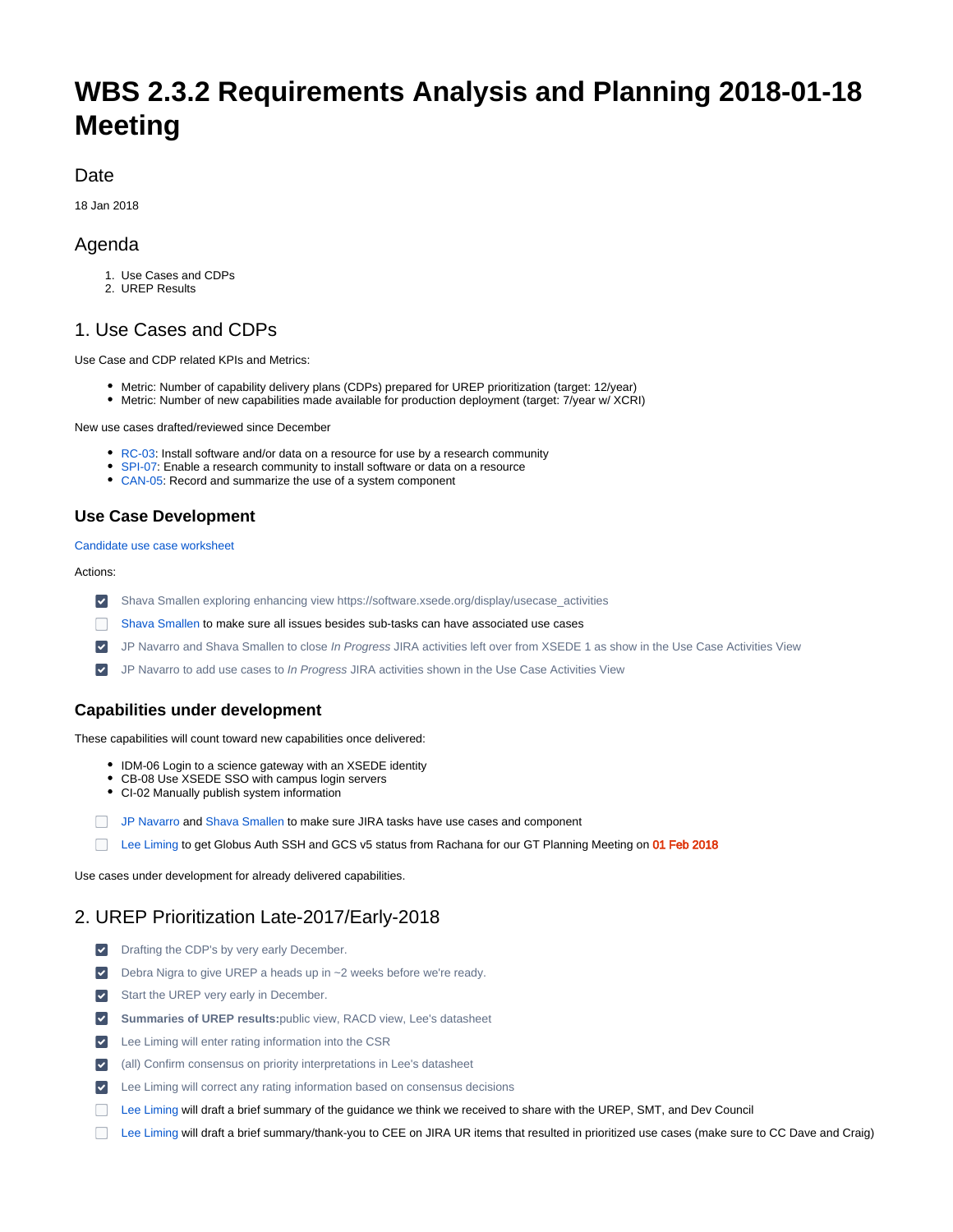# WBS 2.3.2 Requirements Analysis and Planning 2018-01-18 Meeting

## Date

18 Jan 2018

## Agenda

1. Use Cases and CDPs
2. UREP Results

## 1. Use Cases and CDPs

Use Case and CDP related KPIs and Metrics:

- Metric: Number of capability delivery plans (CDPs) prepared for UREP prioritization (target: 12/year)
- Metric: Number of new capabilities made available for production deployment (target: 7/year w/ XCRI)

New use cases drafted/reviewed since December

- RC-03: Install software and/or data on a resource for use by a research community
- SPI-07: Enable a research community to install software or data on a resource
- CAN-05: Record and summarize the use of a system component

### Use Case Development

Candidate use case worksheet

Actions:

- [x] Shava Smallen exploring enhancing view https://software.xsede.org/display/usecase_activities
- [ ] Shava Smallen to make sure all issues besides sub-tasks can have associated use cases
- [x] JP Navarro and Shava Smallen to close *In Progress* JIRA activities left over from XSEDE 1 as show in the Use Case Activities View
- [x] JP Navarro to add use cases to *In Progress* JIRA activities shown in the Use Case Activities View

### Capabilities under development

These capabilities will count toward new capabilities once delivered:

- IDM-06 Login to a science gateway with an XSEDE identity
- CB-08 Use XSEDE SSO with campus login servers
- CI-02 Manually publish system information

- [ ] JP Navarro and Shava Smallen to make sure JIRA tasks have use cases and component
- [ ] Lee Liming to get Globus Auth SSH and GCS v5 status from Rachana for our GT Planning Meeting on **01 Feb 2018**

Use cases under development for already delivered capabilities.

## 2. UREP Prioritization Late-2017/Early-2018

- [x] Drafting the CDP's by very early December.
- [x] Debra Nigra to give UREP a heads up in ~2 weeks before we're ready.
- [x] Start the UREP very early in December.
- [x] **Summaries of UREP results:**public view, RACD view, Lee's datasheet
- [x] Lee Liming will enter rating information into the CSR
- [x] (all) Confirm consensus on priority interpretations in Lee's datasheet
- [x] Lee Liming will correct any rating information based on consensus decisions
- [ ] Lee Liming will draft a brief summary of the guidance we think we received to share with the UREP, SMT, and Dev Council
- [ ] Lee Liming will draft a brief summary/thank-you to CEE on JIRA UR items that resulted in prioritized use cases (make sure to CC Dave and Craig)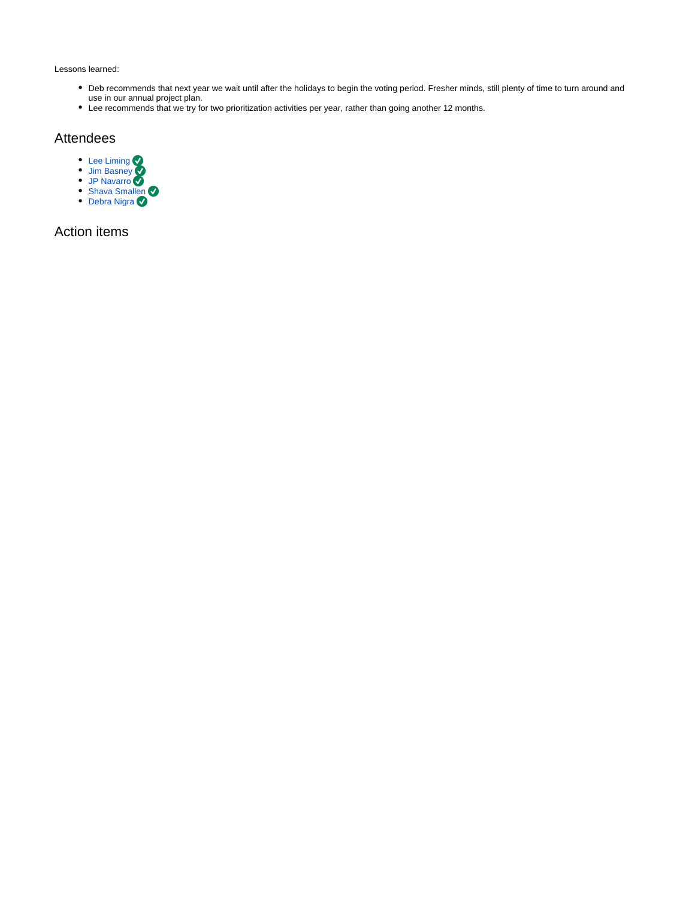Lessons learned:

- Deb recommends that next year we wait until after the holidays to begin the voting period. Fresher minds, still plenty of time to turn around and use in our annual project plan.
- Lee recommends that we try for two prioritization activities per year, rather than going another 12 months.

## Attendees

- Lee Liming ✅
- Jim Basney ✅
- JP Navarro ✅
- Shava Smallen ✅
- Debra Nigra ✅

## Action items